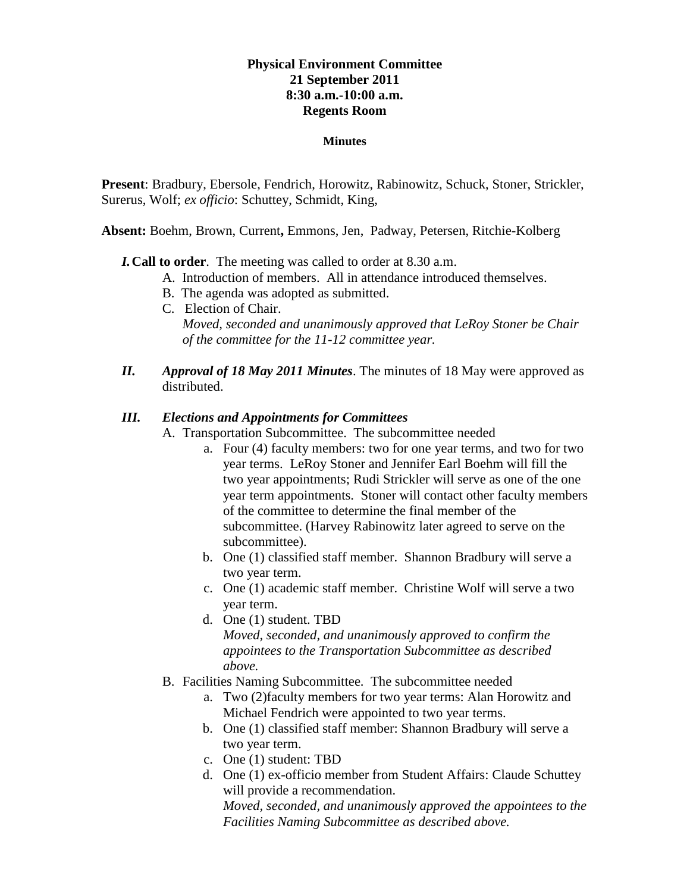**Physical Environment Committee**
**21 September 2011**
**8:30 a.m.-10:00 a.m.**
**Regents Room**

**Minutes**

**Present**: Bradbury, Ebersole, Fendrich, Horowitz, Rabinowitz, Schuck, Stoner, Strickler, Surerus, Wolf; *ex officio*: Schuttey, Schmidt, King,

**Absent:** Boehm, Brown, Current**,** Emmons, Jen, Padway, Petersen, Ritchie-Kolberg

*I.* **Call to order**. The meeting was called to order at 8.30 a.m.

A. Introduction of members. All in attendance introduced themselves.

B. The agenda was adopted as submitted.

C. Election of Chair.
*Moved, seconded and unanimously approved that LeRoy Stoner be Chair of the committee for the 11-12 committee year.*

*II.* ***Approval of 18 May 2011 Minutes***. The minutes of 18 May were approved as distributed.

*III.* ***Elections and Appointments for Committees***

A. Transportation Subcommittee. The subcommittee needed

a. Four (4) faculty members: two for one year terms, and two for two year terms. LeRoy Stoner and Jennifer Earl Boehm will fill the two year appointments; Rudi Strickler will serve as one of the one year term appointments. Stoner will contact other faculty members of the committee to determine the final member of the subcommittee. (Harvey Rabinowitz later agreed to serve on the subcommittee).

b. One (1) classified staff member. Shannon Bradbury will serve a two year term.

c. One (1) academic staff member. Christine Wolf will serve a two year term.

d. One (1) student. TBD
*Moved, seconded, and unanimously approved to confirm the appointees to the Transportation Subcommittee as described above.*

B. Facilities Naming Subcommittee. The subcommittee needed

a. Two (2)faculty members for two year terms: Alan Horowitz and Michael Fendrich were appointed to two year terms.

b. One (1) classified staff member: Shannon Bradbury will serve a two year term.

c. One (1) student: TBD

d. One (1) ex-officio member from Student Affairs: Claude Schuttey will provide a recommendation.
*Moved, seconded, and unanimously approved the appointees to the Facilities Naming Subcommittee as described above.*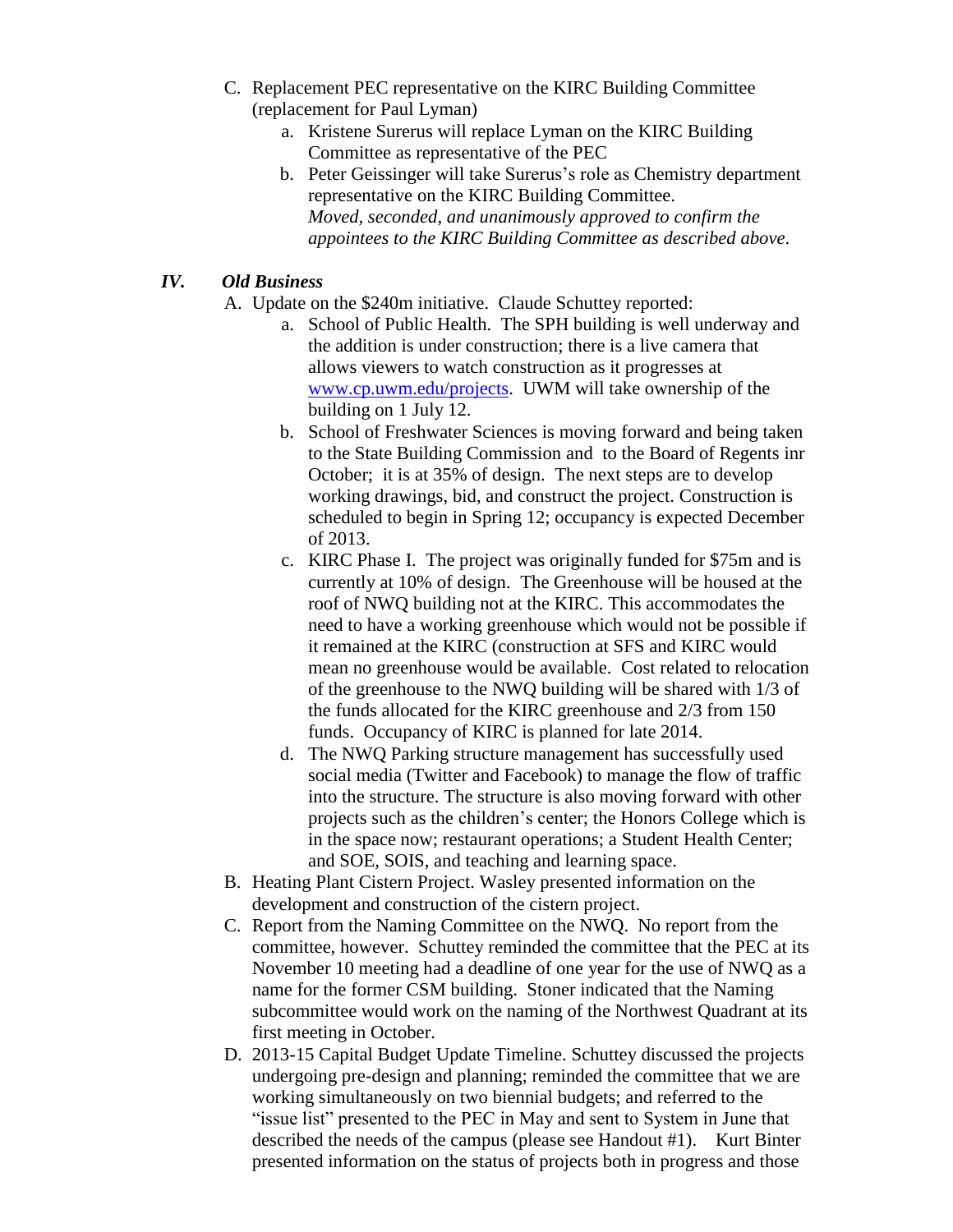C. Replacement PEC representative on the KIRC Building Committee (replacement for Paul Lyman)
   a. Kristene Surerus will replace Lyman on the KIRC Building Committee as representative of the PEC
   b. Peter Geissinger will take Surerus's role as Chemistry department representative on the KIRC Building Committee.
      *Moved, seconded, and unanimously approved to confirm the appointees to the KIRC Building Committee as described above.*

## IV. *Old Business*

A. Update on the $240m initiative. Claude Schuttey reported:
   a. School of Public Health. The SPH building is well underway and the addition is under construction; there is a live camera that allows viewers to watch construction as it progresses at [www.cp.uwm.edu/projects](www.cp.uwm.edu/projects). UWM will take ownership of the building on 1 July 12.
   b. School of Freshwater Sciences is moving forward and being taken to the State Building Commission and to the Board of Regents inr October; it is at 35% of design. The next steps are to develop working drawings, bid, and construct the project. Construction is scheduled to begin in Spring 12; occupancy is expected December of 2013.
   c. KIRC Phase I. The project was originally funded for $75m and is currently at 10% of design. The Greenhouse will be housed at the roof of NWQ building not at the KIRC. This accommodates the need to have a working greenhouse which would not be possible if it remained at the KIRC (construction at SFS and KIRC would mean no greenhouse would be available. Cost related to relocation of the greenhouse to the NWQ building will be shared with 1/3 of the funds allocated for the KIRC greenhouse and 2/3 from 150 funds. Occupancy of KIRC is planned for late 2014.
   d. The NWQ Parking structure management has successfully used social media (Twitter and Facebook) to manage the flow of traffic into the structure. The structure is also moving forward with other projects such as the children's center; the Honors College which is in the space now; restaurant operations; a Student Health Center; and SOE, SOIS, and teaching and learning space.

B. Heating Plant Cistern Project. Wasley presented information on the development and construction of the cistern project.

C. Report from the Naming Committee on the NWQ. No report from the committee, however. Schuttey reminded the committee that the PEC at its November 10 meeting had a deadline of one year for the use of NWQ as a name for the former CSM building. Stoner indicated that the Naming subcommittee would work on the naming of the Northwest Quadrant at its first meeting in October.

D. 2013-15 Capital Budget Update Timeline. Schuttey discussed the projects undergoing pre-design and planning; reminded the committee that we are working simultaneously on two biennial budgets; and referred to the "issue list" presented to the PEC in May and sent to System in June that described the needs of the campus (please see Handout #1). Kurt Binter presented information on the status of projects both in progress and those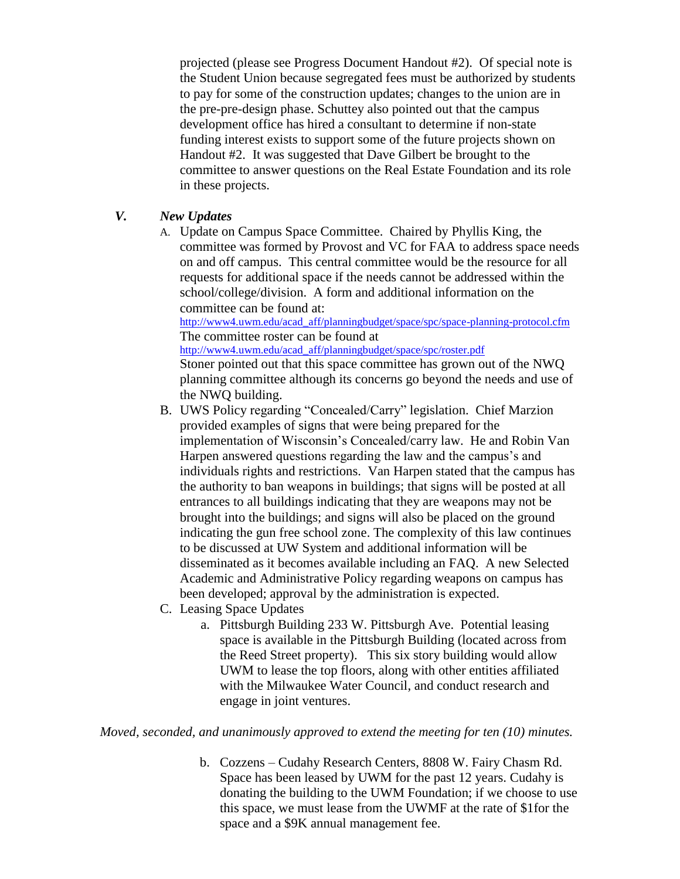projected (please see Progress Document Handout #2). Of special note is the Student Union because segregated fees must be authorized by students to pay for some of the construction updates; changes to the union are in the pre-pre-design phase. Schuttey also pointed out that the campus development office has hired a consultant to determine if non-state funding interest exists to support some of the future projects shown on Handout #2. It was suggested that Dave Gilbert be brought to the committee to answer questions on the Real Estate Foundation and its role in these projects.

## V. *New Updates*

A. Update on Campus Space Committee. Chaired by Phyllis King, the committee was formed by Provost and VC for FAA to address space needs on and off campus. This central committee would be the resource for all requests for additional space if the needs cannot be addressed within the school/college/division. A form and additional information on the committee can be found at: http://www4.uwm.edu/acad_aff/planningbudget/space/spc/space-planning-protocol.cfm
The committee roster can be found at http://www4.uwm.edu/acad_aff/planningbudget/space/spc/roster.pdf
Stoner pointed out that this space committee has grown out of the NWQ planning committee although its concerns go beyond the needs and use of the NWQ building.

B. UWS Policy regarding "Concealed/Carry" legislation. Chief Marzion provided examples of signs that were being prepared for the implementation of Wisconsin's Concealed/carry law. He and Robin Van Harpen answered questions regarding the law and the campus's and individuals rights and restrictions. Van Harpen stated that the campus has the authority to ban weapons in buildings; that signs will be posted at all entrances to all buildings indicating that they are weapons may not be brought into the buildings; and signs will also be placed on the ground indicating the gun free school zone. The complexity of this law continues to be discussed at UW System and additional information will be disseminated as it becomes available including an FAQ. A new Selected Academic and Administrative Policy regarding weapons on campus has been developed; approval by the administration is expected.

C. Leasing Space Updates

   a. Pittsburgh Building 233 W. Pittsburgh Ave. Potential leasing space is available in the Pittsburgh Building (located across from the Reed Street property). This six story building would allow UWM to lease the top floors, along with other entities affiliated with the Milwaukee Water Council, and conduct research and engage in joint ventures.

*Moved, seconded, and unanimously approved to extend the meeting for ten (10) minutes.*

   b. Cozzens – Cudahy Research Centers, 8808 W. Fairy Chasm Rd. Space has been leased by UWM for the past 12 years. Cudahy is donating the building to the UWM Foundation; if we choose to use this space, we must lease from the UWMF at the rate of $1for the space and a $9K annual management fee.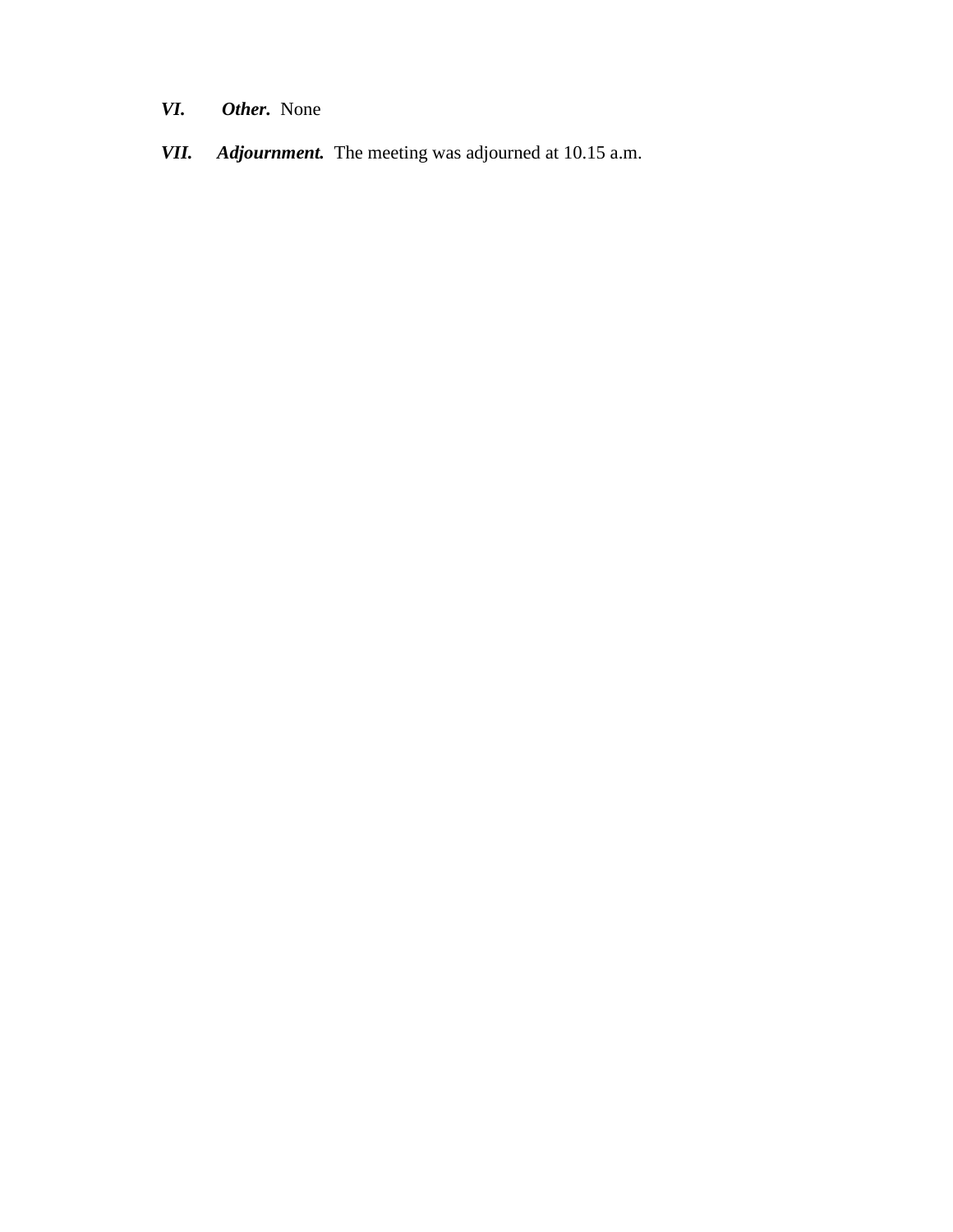***VI.*** ***Other.*** None

***VII.*** ***Adjournment.*** The meeting was adjourned at 10.15 a.m.